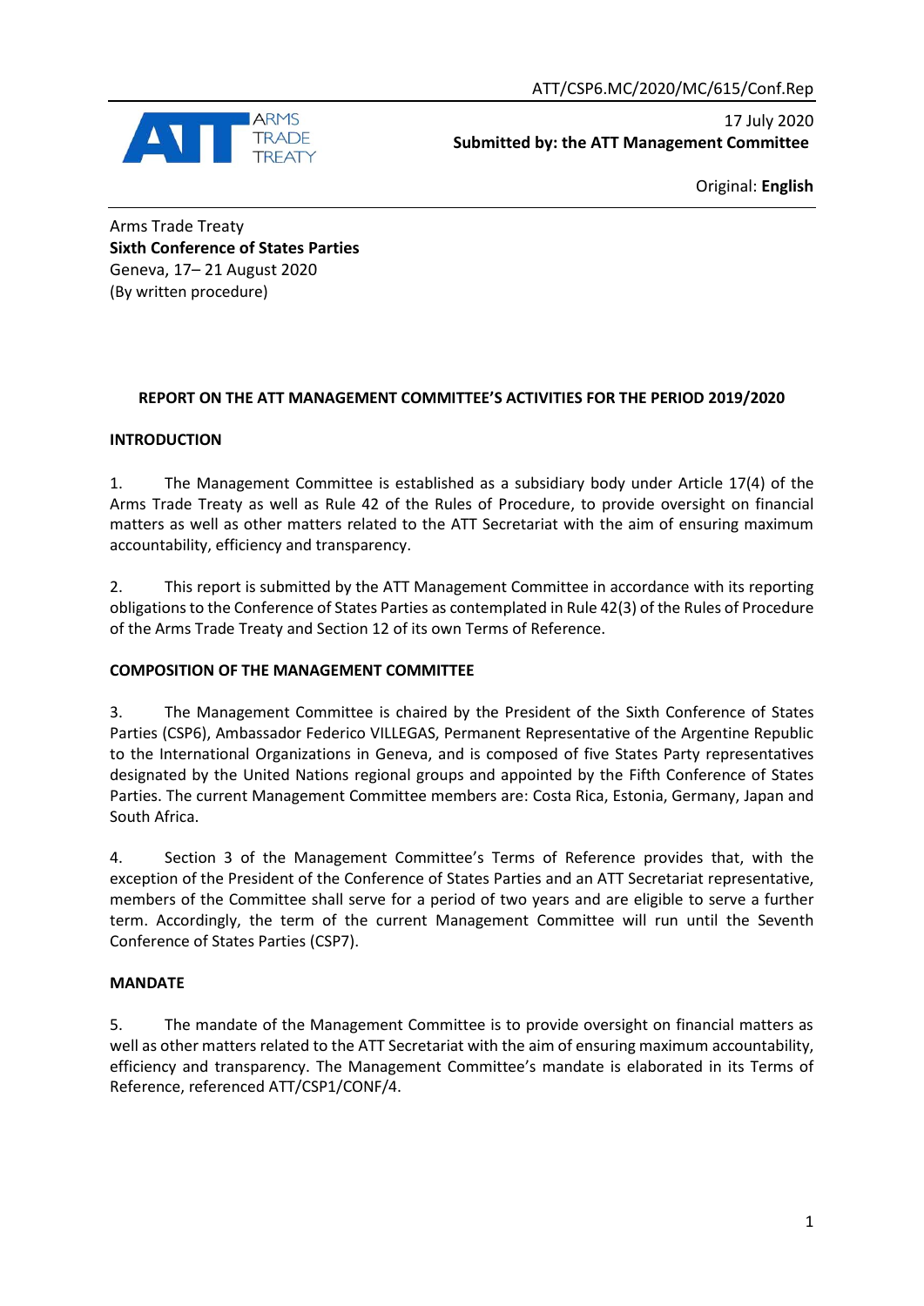ATT/CSP6.MC/2020/MC/615/Conf.Rep

ARMS TRADE TREATY

17 July 2020
**Submitted by: the ATT Management Committee**

Original: **English**

Arms Trade Treaty
**Sixth Conference of States Parties**
Geneva, 17– 21 August 2020
(By written procedure)

**REPORT ON THE ATT MANAGEMENT COMMITTEE'S ACTIVITIES FOR THE PERIOD 2019/2020**

**INTRODUCTION**

1. The Management Committee is established as a subsidiary body under Article 17(4) of the Arms Trade Treaty as well as Rule 42 of the Rules of Procedure, to provide oversight on financial matters as well as other matters related to the ATT Secretariat with the aim of ensuring maximum accountability, efficiency and transparency.

2. This report is submitted by the ATT Management Committee in accordance with its reporting obligations to the Conference of States Parties as contemplated in Rule 42(3) of the Rules of Procedure of the Arms Trade Treaty and Section 12 of its own Terms of Reference.

**COMPOSITION OF THE MANAGEMENT COMMITTEE**

3. The Management Committee is chaired by the President of the Sixth Conference of States Parties (CSP6), Ambassador Federico VILLEGAS, Permanent Representative of the Argentine Republic to the International Organizations in Geneva, and is composed of five States Party representatives designated by the United Nations regional groups and appointed by the Fifth Conference of States Parties. The current Management Committee members are: Costa Rica, Estonia, Germany, Japan and South Africa.

4. Section 3 of the Management Committee's Terms of Reference provides that, with the exception of the President of the Conference of States Parties and an ATT Secretariat representative, members of the Committee shall serve for a period of two years and are eligible to serve a further term. Accordingly, the term of the current Management Committee will run until the Seventh Conference of States Parties (CSP7).

**MANDATE**

5. The mandate of the Management Committee is to provide oversight on financial matters as well as other matters related to the ATT Secretariat with the aim of ensuring maximum accountability, efficiency and transparency. The Management Committee's mandate is elaborated in its Terms of Reference, referenced ATT/CSP1/CONF/4.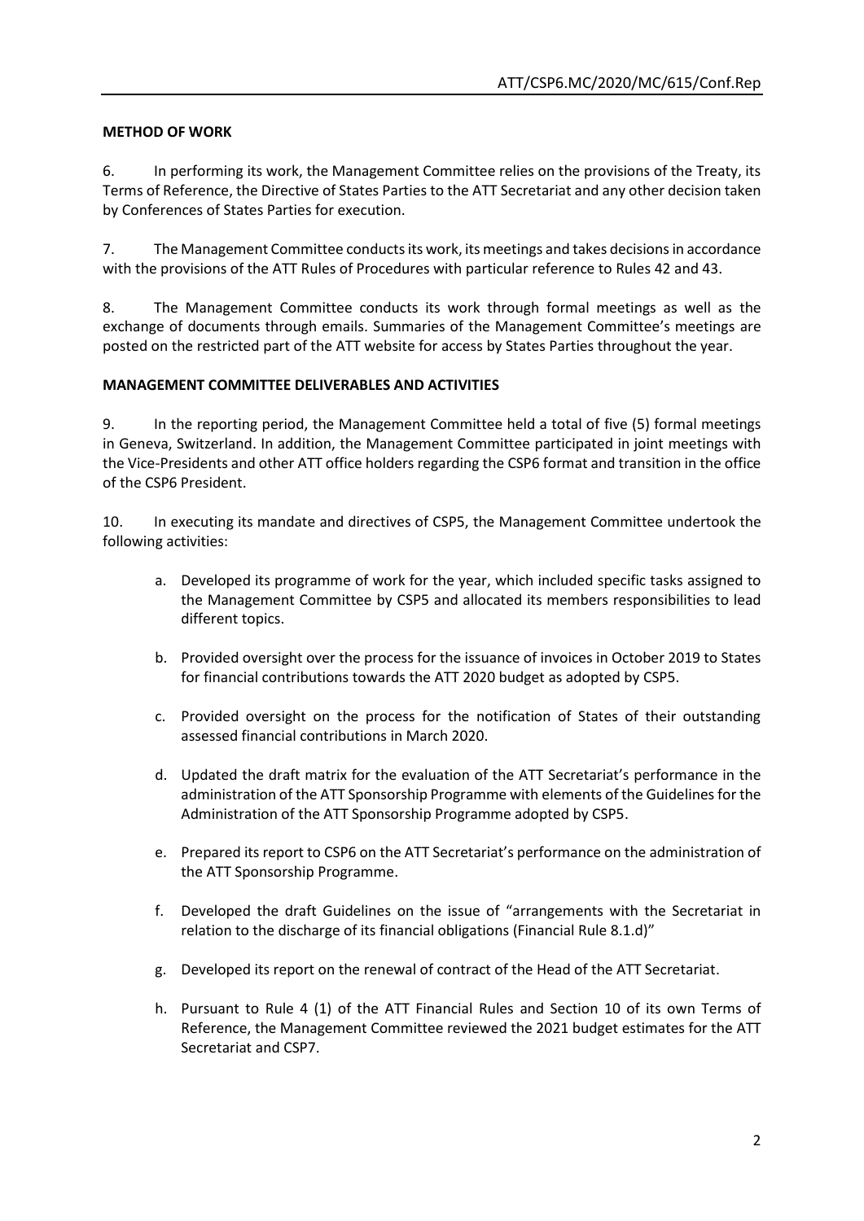**METHOD OF WORK**

6. In performing its work, the Management Committee relies on the provisions of the Treaty, its Terms of Reference, the Directive of States Parties to the ATT Secretariat and any other decision taken by Conferences of States Parties for execution.

7. The Management Committee conducts its work, its meetings and takes decisions in accordance with the provisions of the ATT Rules of Procedures with particular reference to Rules 42 and 43.

8. The Management Committee conducts its work through formal meetings as well as the exchange of documents through emails. Summaries of the Management Committee's meetings are posted on the restricted part of the ATT website for access by States Parties throughout the year.

**MANAGEMENT COMMITTEE DELIVERABLES AND ACTIVITIES**

9. In the reporting period, the Management Committee held a total of five (5) formal meetings in Geneva, Switzerland. In addition, the Management Committee participated in joint meetings with the Vice-Presidents and other ATT office holders regarding the CSP6 format and transition in the office of the CSP6 President.

10. In executing its mandate and directives of CSP5, the Management Committee undertook the following activities:

a. Developed its programme of work for the year, which included specific tasks assigned to the Management Committee by CSP5 and allocated its members responsibilities to lead different topics.

b. Provided oversight over the process for the issuance of invoices in October 2019 to States for financial contributions towards the ATT 2020 budget as adopted by CSP5.

c. Provided oversight on the process for the notification of States of their outstanding assessed financial contributions in March 2020.

d. Updated the draft matrix for the evaluation of the ATT Secretariat's performance in the administration of the ATT Sponsorship Programme with elements of the Guidelines for the Administration of the ATT Sponsorship Programme adopted by CSP5.

e. Prepared its report to CSP6 on the ATT Secretariat's performance on the administration of the ATT Sponsorship Programme.

f. Developed the draft Guidelines on the issue of "arrangements with the Secretariat in relation to the discharge of its financial obligations (Financial Rule 8.1.d)"

g. Developed its report on the renewal of contract of the Head of the ATT Secretariat.

h. Pursuant to Rule 4 (1) of the ATT Financial Rules and Section 10 of its own Terms of Reference, the Management Committee reviewed the 2021 budget estimates for the ATT Secretariat and CSP7.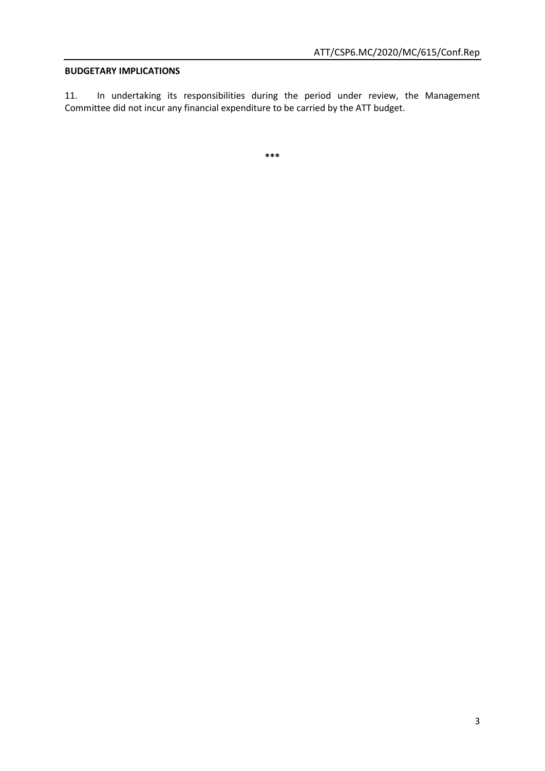**BUDGETARY IMPLICATIONS**

11. In undertaking its responsibilities during the period under review, the Management Committee did not incur any financial expenditure to be carried by the ATT budget.

***